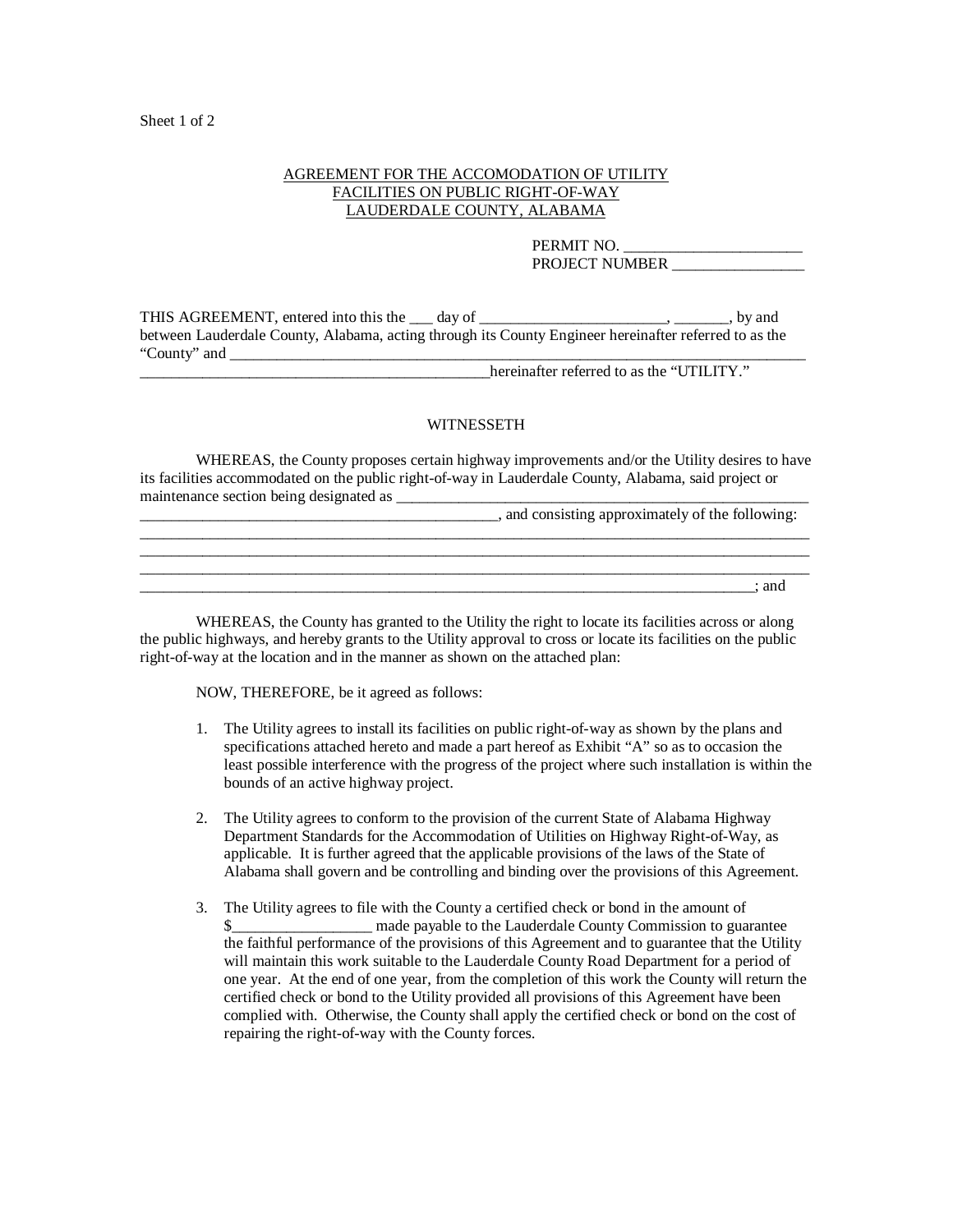Sheet 1 of 2

AGREEMENT FOR THE ACCOMODATION OF UTILITY
FACILITIES ON PUBLIC RIGHT-OF-WAY
LAUDERDALE COUNTY, ALABAMA

PERMIT NO. _______________________
PROJECT NUMBER _________________

THIS AGREEMENT, entered into this the ___ day of ________________________, _______, by and between Lauderdale County, Alabama, acting through its County Engineer hereinafter referred to as the "County" and _____________________________________________________________________________
_____________________________________________hereinafter referred to as the "UTILITY."

WITNESSETH

WHEREAS, the County proposes certain highway improvements and/or the Utility desires to have its facilities accommodated on the public right-of-way in Lauderdale County, Alabama, said project or maintenance section being designated as _______________________________________________________
_______________________________________________, and consisting approximately of the following:
_____________________________________________________________________________________________
_____________________________________________________________________________________________
_____________________________________________________________________________________________
_______________________________________________________________________________________; and

WHEREAS, the County has granted to the Utility the right to locate its facilities across or along the public highways, and hereby grants to the Utility approval to cross or locate its facilities on the public right-of-way at the location and in the manner as shown on the attached plan:

NOW, THEREFORE, be it agreed as follows:

1. The Utility agrees to install its facilities on public right-of-way as shown by the plans and specifications attached hereto and made a part hereof as Exhibit "A" so as to occasion the least possible interference with the progress of the project where such installation is within the bounds of an active highway project.

2. The Utility agrees to conform to the provision of the current State of Alabama Highway Department Standards for the Accommodation of Utilities on Highway Right-of-Way, as applicable. It is further agreed that the applicable provisions of the laws of the State of Alabama shall govern and be controlling and binding over the provisions of this Agreement.

3. The Utility agrees to file with the County a certified check or bond in the amount of $__________________ made payable to the Lauderdale County Commission to guarantee the faithful performance of the provisions of this Agreement and to guarantee that the Utility will maintain this work suitable to the Lauderdale County Road Department for a period of one year. At the end of one year, from the completion of this work the County will return the certified check or bond to the Utility provided all provisions of this Agreement have been complied with. Otherwise, the County shall apply the certified check or bond on the cost of repairing the right-of-way with the County forces.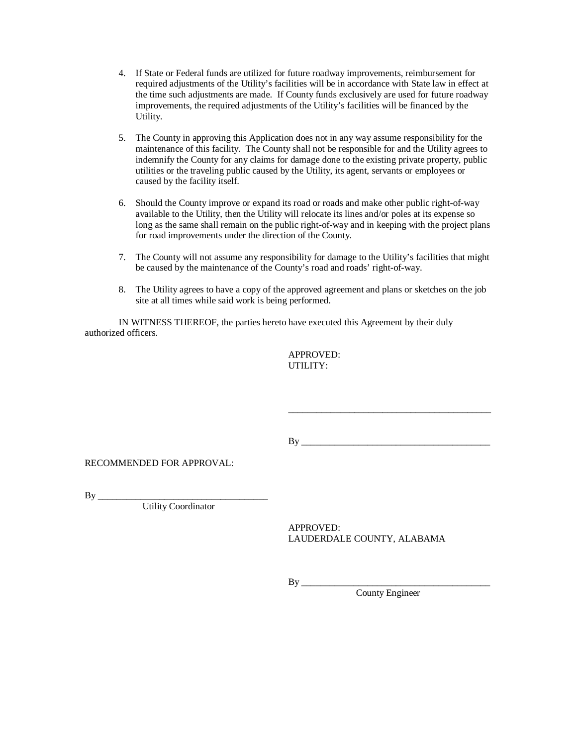4. If State or Federal funds are utilized for future roadway improvements, reimbursement for required adjustments of the Utility's facilities will be in accordance with State law in effect at the time such adjustments are made. If County funds exclusively are used for future roadway improvements, the required adjustments of the Utility's facilities will be financed by the Utility.

5. The County in approving this Application does not in any way assume responsibility for the maintenance of this facility. The County shall not be responsible for and the Utility agrees to indemnify the County for any claims for damage done to the existing private property, public utilities or the traveling public caused by the Utility, its agent, servants or employees or caused by the facility itself.

6. Should the County improve or expand its road or roads and make other public right-of-way available to the Utility, then the Utility will relocate its lines and/or poles at its expense so long as the same shall remain on the public right-of-way and in keeping with the project plans for road improvements under the direction of the County.

7. The County will not assume any responsibility for damage to the Utility's facilities that might be caused by the maintenance of the County's road and roads' right-of-way.

8. The Utility agrees to have a copy of the approved agreement and plans or sketches on the job site at all times while said work is being performed.

IN WITNESS THEREOF, the parties hereto have executed this Agreement by their duly authorized officers.

APPROVED:
UTILITY:

______________________________________________

By ___________________________________________

RECOMMENDED FOR APPROVAL:

By ____________________________________
Utility Coordinator

APPROVED:
LAUDERDALE COUNTY, ALABAMA

By ___________________________________________
County Engineer